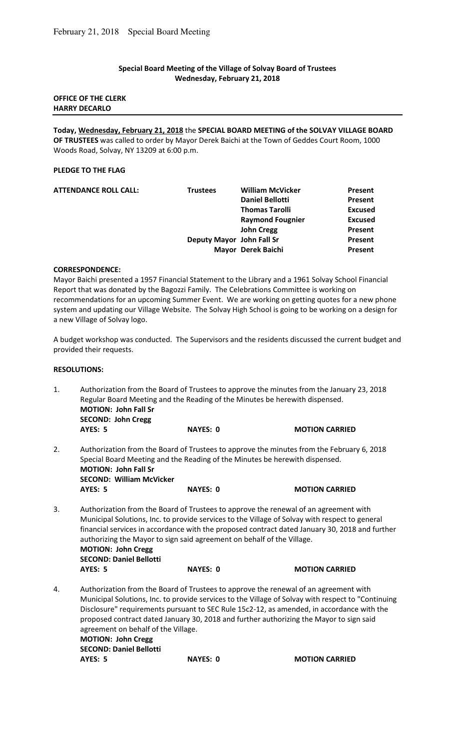# Special Board Meeting of the Village of Solvay Board of Trustees
## Wednesday, February 21, 2018

**OFFICE OF THE CLERK**
**HARRY DECARLO**

---

**Today, Wednesday, February 21, 2018** the **SPECIAL BOARD MEETING of the SOLVAY VILLAGE BOARD OF TRUSTEES** was called to order by Mayor Derek Baichi at the Town of Geddes Court Room, 1000 Woods Road, Solvay, NY 13209 at 6:00 p.m.

**PLEDGE TO THE FLAG**

| ATTENDANCE ROLL CALL: | | | |
|---|---|---|---|
| | Trustees | William McVicker | Present |
| | | Daniel Bellotti | Present |
| | | Thomas Tarolli | Excused |
| | | Raymond Fougnier | Excused |
| | | John Cregg | Present |
| | Deputy Mayor | John Fall Sr | Present |
| | Mayor | Derek Baichi | Present |

**CORRESPONDENCE:**

Mayor Baichi presented a 1957 Financial Statement to the Library and a 1961 Solvay School Financial Report that was donated by the Bagozzi Family. The Celebrations Committee is working on recommendations for an upcoming Summer Event. We are working on getting quotes for a new phone system and updating our Village Website. The Solvay High School is going to be working on a design for a new Village of Solvay logo.

A budget workshop was conducted. The Supervisors and the residents discussed the current budget and provided their requests.

**RESOLUTIONS:**

1. Authorization from the Board of Trustees to approve the minutes from the January 23, 2018 Regular Board Meeting and the Reading of the Minutes be herewith dispensed.
   **MOTION: John Fall Sr**
   **SECOND: John Cregg**
   **AYES: 5** **NAYES: 0** **MOTION CARRIED**

2. Authorization from the Board of Trustees to approve the minutes from the February 6, 2018 Special Board Meeting and the Reading of the Minutes be herewith dispensed.
   **MOTION: John Fall Sr**
   **SECOND: William McVicker**
   **AYES: 5** **NAYES: 0** **MOTION CARRIED**

3. Authorization from the Board of Trustees to approve the renewal of an agreement with Municipal Solutions, Inc. to provide services to the Village of Solvay with respect to general financial services in accordance with the proposed contract dated January 30, 2018 and further authorizing the Mayor to sign said agreement on behalf of the Village.
   **MOTION: John Cregg**
   **SECOND: Daniel Bellotti**
   **AYES: 5** **NAYES: 0** **MOTION CARRIED**

4. Authorization from the Board of Trustees to approve the renewal of an agreement with Municipal Solutions, Inc. to provide services to the Village of Solvay with respect to "Continuing Disclosure" requirements pursuant to SEC Rule 15c2-12, as amended, in accordance with the proposed contract dated January 30, 2018 and further authorizing the Mayor to sign said agreement on behalf of the Village.
   **MOTION: John Cregg**
   **SECOND: Daniel Bellotti**
   **AYES: 5** **NAYES: 0** **MOTION CARRIED**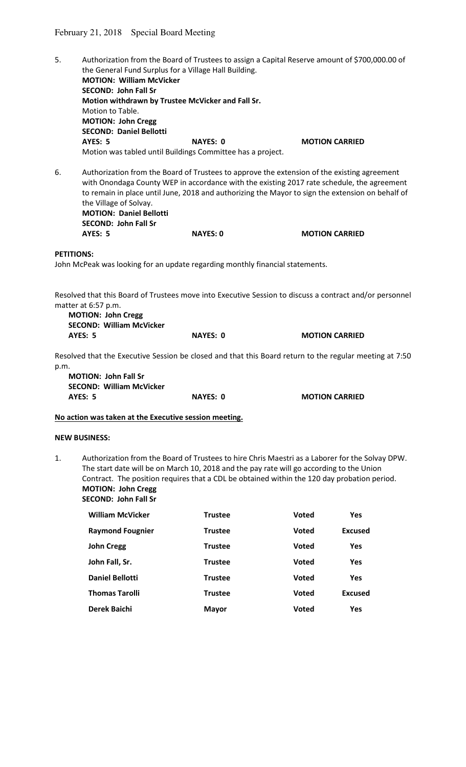5. Authorization from the Board of Trustees to assign a Capital Reserve amount of $700,000.00 of the General Fund Surplus for a Village Hall Building.
   **MOTION: William McVicker**
   **SECOND: John Fall Sr**
   **Motion withdrawn by Trustee McVicker and Fall Sr.**
   Motion to Table.
   **MOTION: John Cregg**
   **SECOND: Daniel Bellotti**
   **AYES: 5 NAYES: 0 MOTION CARRIED**
   Motion was tabled until Buildings Committee has a project.

6. Authorization from the Board of Trustees to approve the extension of the existing agreement with Onondaga County WEP in accordance with the existing 2017 rate schedule, the agreement to remain in place until June, 2018 and authorizing the Mayor to sign the extension on behalf of the Village of Solvay.
   **MOTION: Daniel Bellotti**
   **SECOND: John Fall Sr**
   **AYES: 5 NAYES: 0 MOTION CARRIED**

**PETITIONS:**

John McPeak was looking for an update regarding monthly financial statements.

Resolved that this Board of Trustees move into Executive Session to discuss a contract and/or personnel matter at 6:57 p.m.

**MOTION: John Cregg**
**SECOND: William McVicker**
**AYES: 5 NAYES: 0 MOTION CARRIED**

Resolved that the Executive Session be closed and that this Board return to the regular meeting at 7:50 p.m.

**MOTION: John Fall Sr**
**SECOND: William McVicker**
**AYES: 5 NAYES: 0 MOTION CARRIED**

**No action was taken at the Executive session meeting.**

**NEW BUSINESS:**

1. Authorization from the Board of Trustees to hire Chris Maestri as a Laborer for the Solvay DPW. The start date will be on March 10, 2018 and the pay rate will go according to the Union Contract. The position requires that a CDL be obtained within the 120 day probation period.
   **MOTION: John Cregg**
   **SECOND: John Fall Sr**

| Name | Title | | Vote |
|---|---|---|---|
| **William McVicker** | **Trustee** | **Voted** | **Yes** |
| **Raymond Fougnier** | **Trustee** | **Voted** | **Excused** |
| **John Cregg** | **Trustee** | **Voted** | **Yes** |
| **John Fall, Sr.** | **Trustee** | **Voted** | **Yes** |
| **Daniel Bellotti** | **Trustee** | **Voted** | **Yes** |
| **Thomas Tarolli** | **Trustee** | **Voted** | **Excused** |
| **Derek Baichi** | **Mayor** | **Voted** | **Yes** |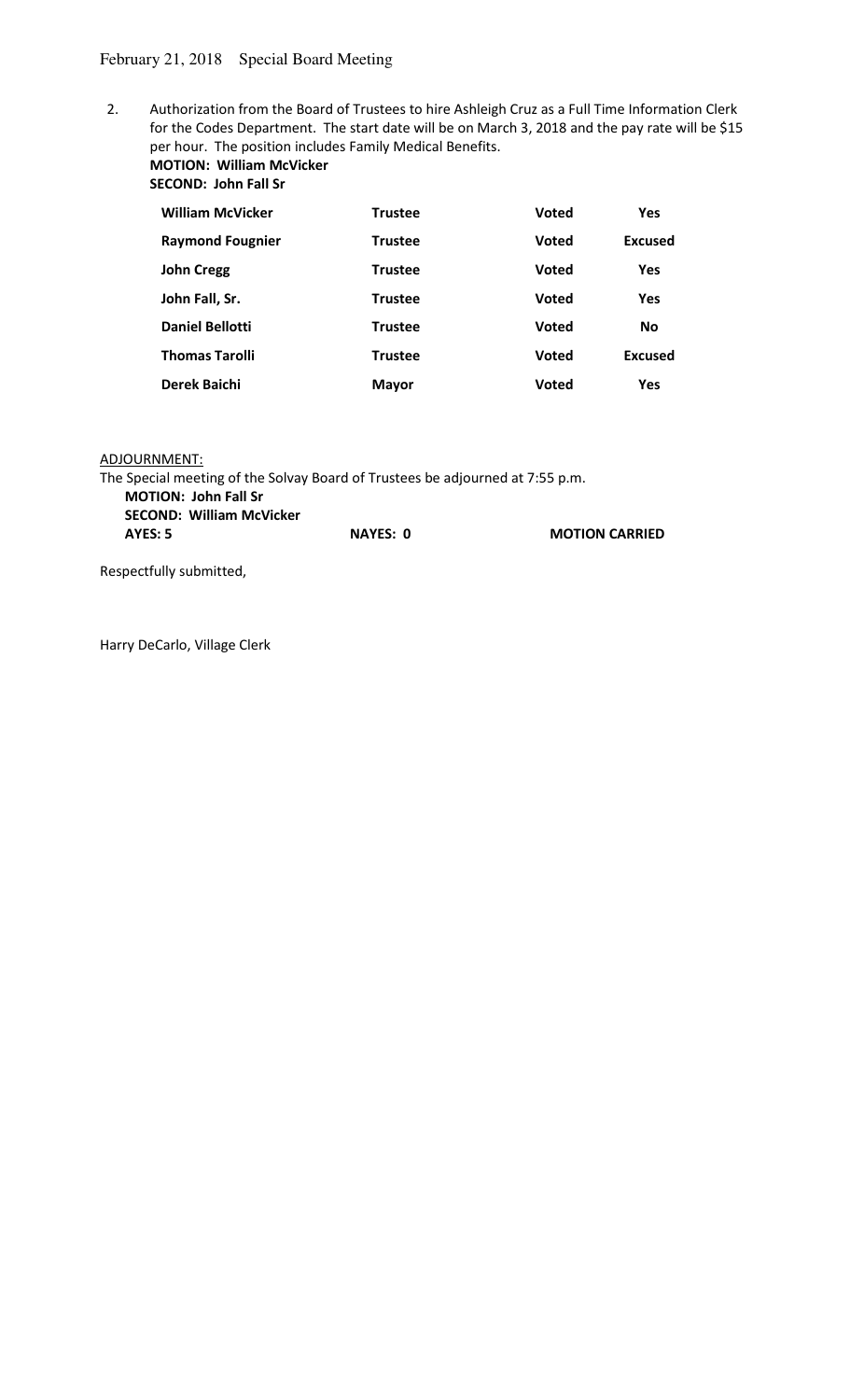February 21, 2018 Special Board Meeting

2. Authorization from the Board of Trustees to hire Ashleigh Cruz as a Full Time Information Clerk for the Codes Department. The start date will be on March 3, 2018 and the pay rate will be $15 per hour. The position includes Family Medical Benefits.
   **MOTION: William McVicker**
   **SECOND: John Fall Sr**

| | | | |
|---|---|---|---|
| **William McVicker** | **Trustee** | **Voted** | **Yes** |
| **Raymond Fougnier** | **Trustee** | **Voted** | **Excused** |
| **John Cregg** | **Trustee** | **Voted** | **Yes** |
| **John Fall, Sr.** | **Trustee** | **Voted** | **Yes** |
| **Daniel Bellotti** | **Trustee** | **Voted** | **No** |
| **Thomas Tarolli** | **Trustee** | **Voted** | **Excused** |
| **Derek Baichi** | **Mayor** | **Voted** | **Yes** |

ADJOURNMENT:

The Special meeting of the Solvay Board of Trustees be adjourned at 7:55 p.m.

**MOTION: John Fall Sr**
**SECOND: William McVicker**
**AYES: 5** **NAYES: 0** **MOTION CARRIED**

Respectfully submitted,

Harry DeCarlo, Village Clerk